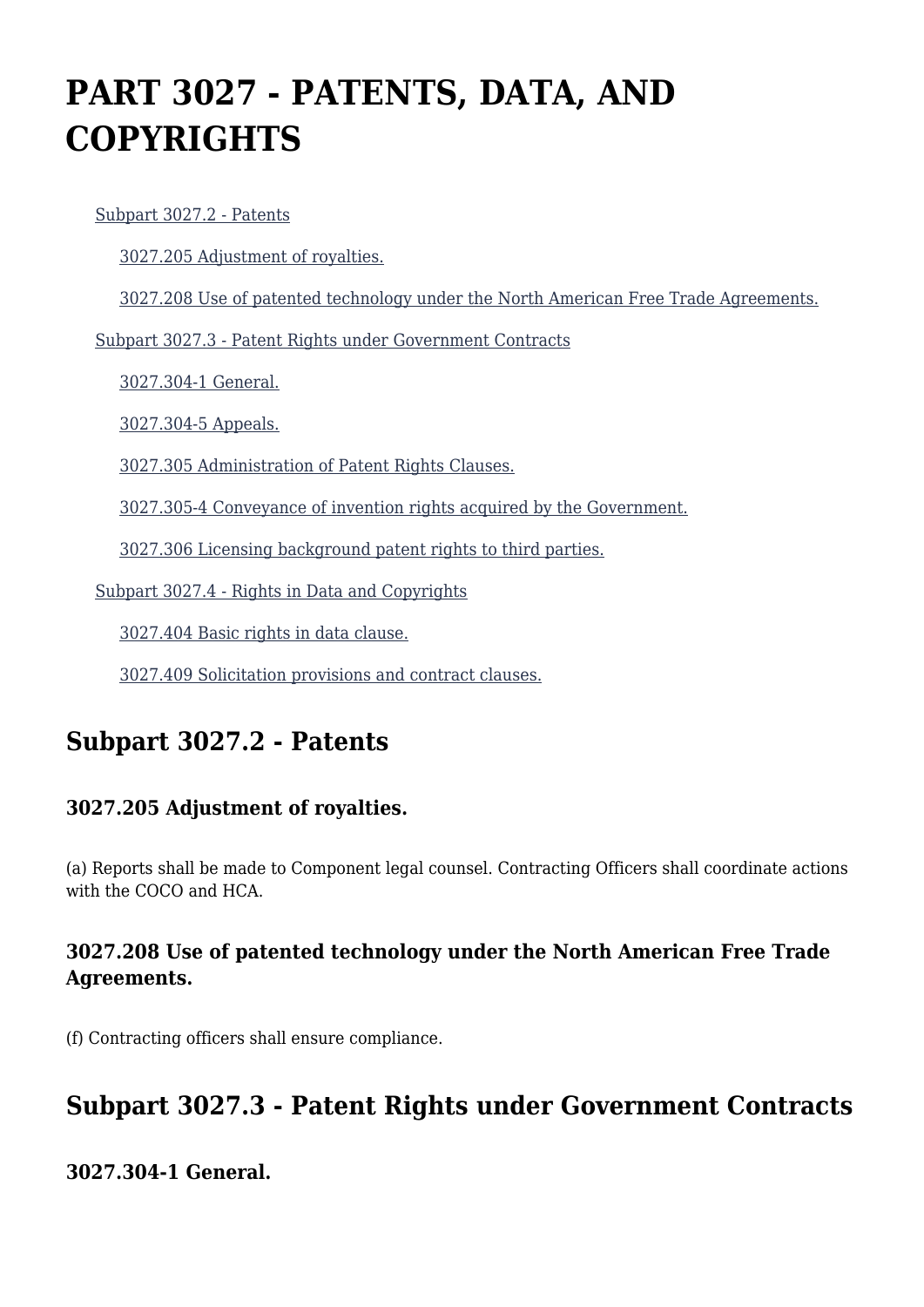# PART 3027 - PATENTS, DATA, AND COPYRIGHTS

- Subpart 3027.2 - Patents
  - 3027.205 Adjustment of royalties.
  - 3027.208 Use of patented technology under the North American Free Trade Agreements.
- Subpart 3027.3 - Patent Rights under Government Contracts
  - 3027.304-1 General.
  - 3027.304-5 Appeals.
  - 3027.305 Administration of Patent Rights Clauses.
  - 3027.305-4 Conveyance of invention rights acquired by the Government.
  - 3027.306 Licensing background patent rights to third parties.
- Subpart 3027.4 - Rights in Data and Copyrights
  - 3027.404 Basic rights in data clause.
  - 3027.409 Solicitation provisions and contract clauses.

## Subpart 3027.2 - Patents

### 3027.205 Adjustment of royalties.

(a) Reports shall be made to Component legal counsel. Contracting Officers shall coordinate actions with the COCO and HCA.

### 3027.208 Use of patented technology under the North American Free Trade Agreements.

(f) Contracting officers shall ensure compliance.

## Subpart 3027.3 - Patent Rights under Government Contracts

### 3027.304-1 General.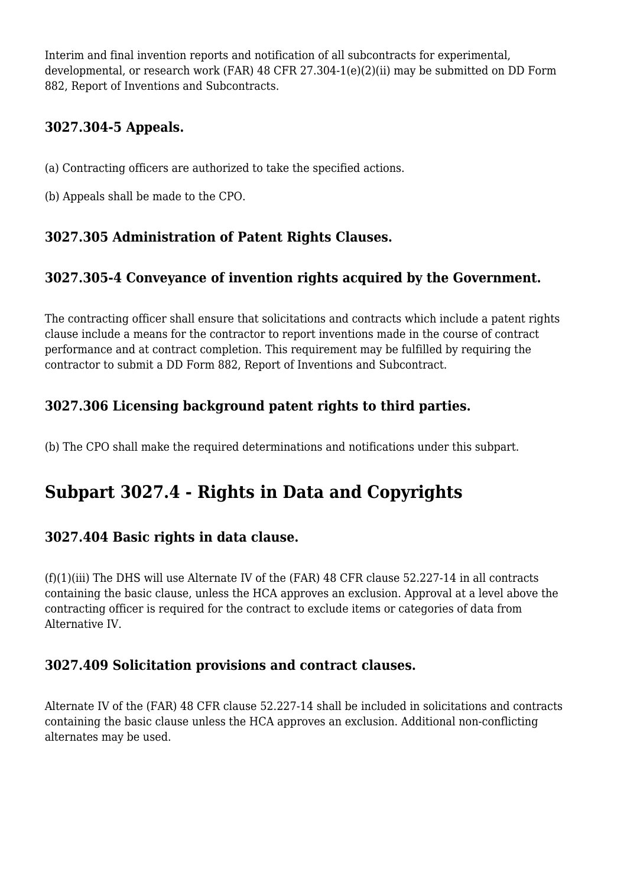Interim and final invention reports and notification of all subcontracts for experimental, developmental, or research work (FAR) 48 CFR 27.304-1(e)(2)(ii) may be submitted on DD Form 882, Report of Inventions and Subcontracts.

### 3027.304-5 Appeals.

(a) Contracting officers are authorized to take the specified actions.

(b) Appeals shall be made to the CPO.

### 3027.305 Administration of Patent Rights Clauses.

### 3027.305-4 Conveyance of invention rights acquired by the Government.

The contracting officer shall ensure that solicitations and contracts which include a patent rights clause include a means for the contractor to report inventions made in the course of contract performance and at contract completion. This requirement may be fulfilled by requiring the contractor to submit a DD Form 882, Report of Inventions and Subcontract.

### 3027.306 Licensing background patent rights to third parties.

(b) The CPO shall make the required determinations and notifications under this subpart.

## Subpart 3027.4 - Rights in Data and Copyrights

### 3027.404 Basic rights in data clause.

(f)(1)(iii) The DHS will use Alternate IV of the (FAR) 48 CFR clause 52.227-14 in all contracts containing the basic clause, unless the HCA approves an exclusion. Approval at a level above the contracting officer is required for the contract to exclude items or categories of data from Alternative IV.

### 3027.409 Solicitation provisions and contract clauses.

Alternate IV of the (FAR) 48 CFR clause 52.227-14 shall be included in solicitations and contracts containing the basic clause unless the HCA approves an exclusion. Additional non-conflicting alternates may be used.